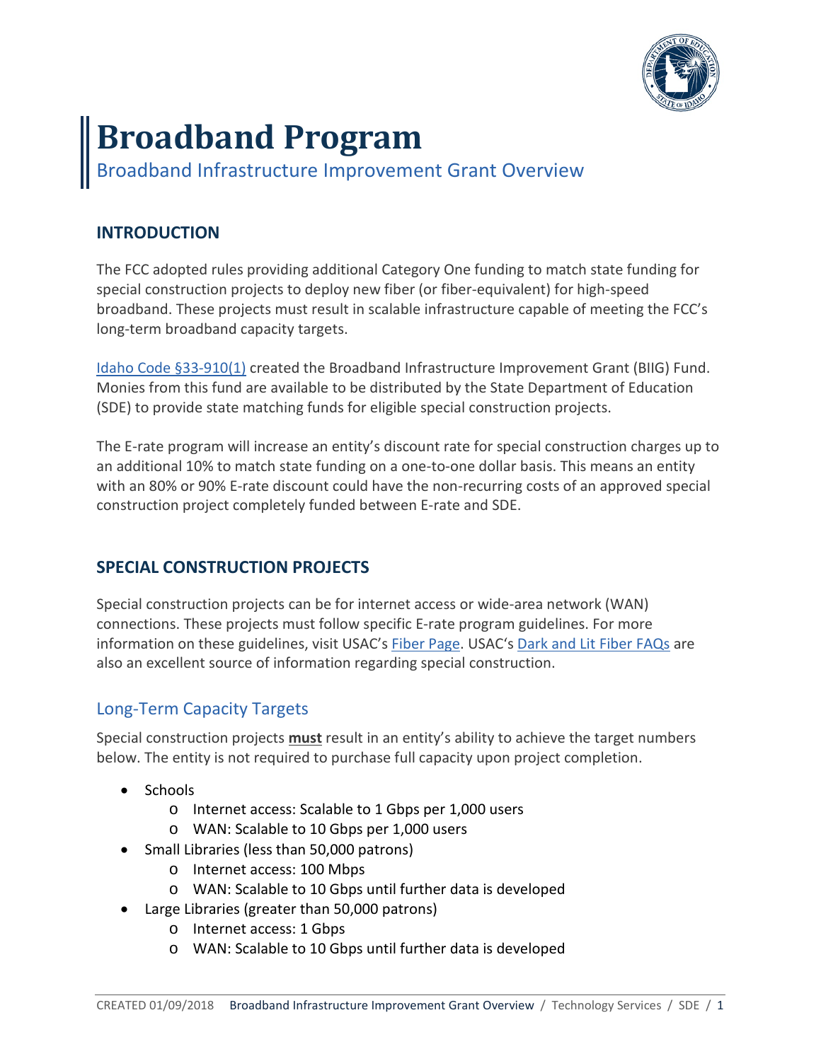# Broadband Program

## Broadband Infrastructure Improvement Grant Overview

### INTRODUCTION

The FCC adopted rules providing additional Category One funding to match state funding for special construction projects to deploy new fiber (or fiber-equivalent) for high-speed broadband. These projects must result in scalable infrastructure capable of meeting the FCC's long-term broadband capacity targets.

Idaho Code §33-910(1) created the Broadband Infrastructure Improvement Grant (BIIG) Fund. Monies from this fund are available to be distributed by the State Department of Education (SDE) to provide state matching funds for eligible special construction projects.

The E-rate program will increase an entity's discount rate for special construction charges up to an additional 10% to match state funding on a one-to-one dollar basis. This means an entity with an 80% or 90% E-rate discount could have the non-recurring costs of an approved special construction project completely funded between E-rate and SDE.

### SPECIAL CONSTRUCTION PROJECTS

Special construction projects can be for internet access or wide-area network (WAN) connections. These projects must follow specific E-rate program guidelines. For more information on these guidelines, visit USAC's Fiber Page. USAC's Dark and Lit Fiber FAQs are also an excellent source of information regarding special construction.

#### Long-Term Capacity Targets

Special construction projects **must** result in an entity's ability to achieve the target numbers below. The entity is not required to purchase full capacity upon project completion.

- Schools
  - Internet access: Scalable to 1 Gbps per 1,000 users
  - WAN: Scalable to 10 Gbps per 1,000 users
- Small Libraries (less than 50,000 patrons)
  - Internet access: 100 Mbps
  - WAN: Scalable to 10 Gbps until further data is developed
- Large Libraries (greater than 50,000 patrons)
  - Internet access: 1 Gbps
  - WAN: Scalable to 10 Gbps until further data is developed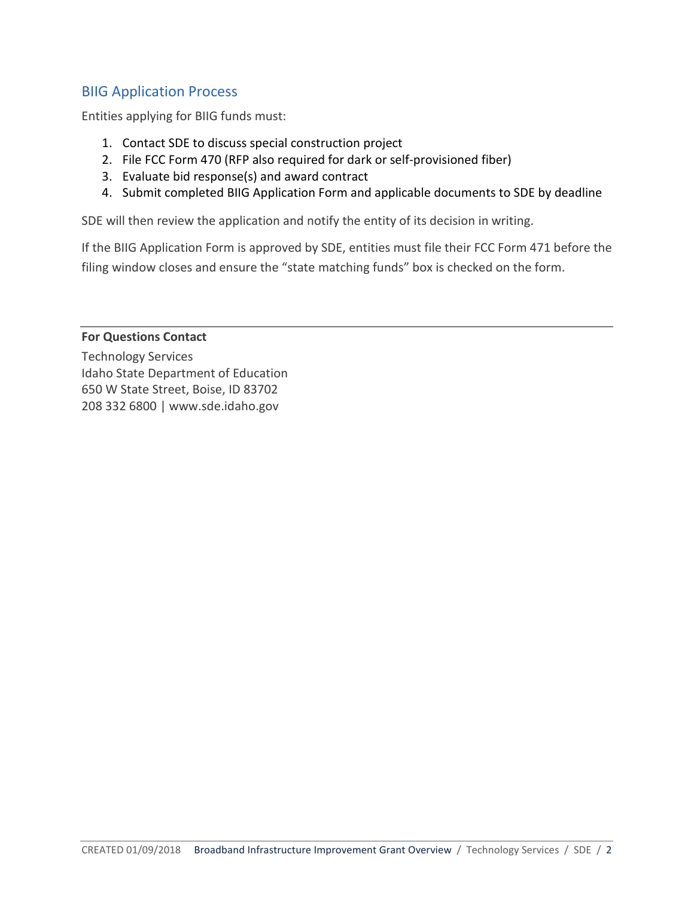## BIIG Application Process

Entities applying for BIIG funds must:

1. Contact SDE to discuss special construction project
2. File FCC Form 470 (RFP also required for dark or self-provisioned fiber)
3. Evaluate bid response(s) and award contract
4. Submit completed BIIG Application Form and applicable documents to SDE by deadline

SDE will then review the application and notify the entity of its decision in writing.

If the BIIG Application Form is approved by SDE, entities must file their FCC Form 471 before the filing window closes and ensure the "state matching funds" box is checked on the form.

---

**For Questions Contact**

Technology Services
Idaho State Department of Education
650 W State Street, Boise, ID 83702
208 332 6800 | www.sde.idaho.gov